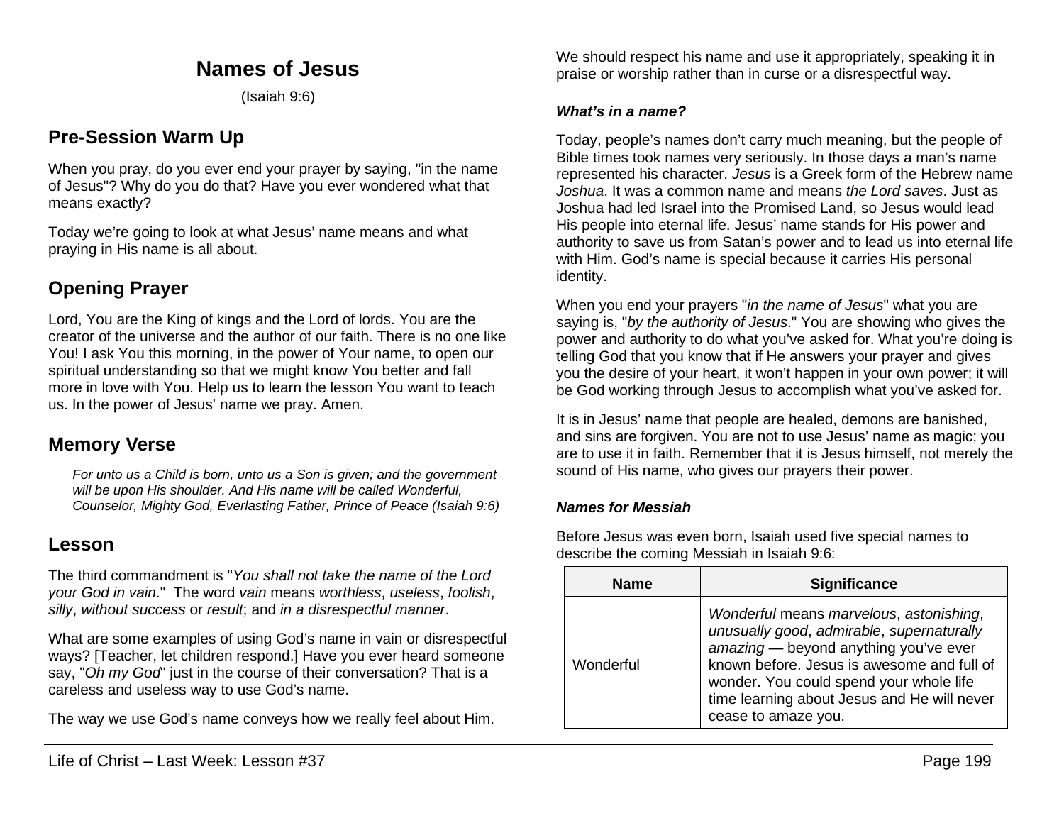# Names of Jesus

(Isaiah 9:6)

## Pre-Session Warm Up

When you pray, do you ever end your prayer by saying, "in the name of Jesus"? Why do you do that? Have you ever wondered what that means exactly?

Today we're going to look at what Jesus' name means and what praying in His name is all about.

## Opening Prayer

Lord, You are the King of kings and the Lord of lords. You are the creator of the universe and the author of our faith. There is no one like You! I ask You this morning, in the power of Your name, to open our spiritual understanding so that we might know You better and fall more in love with You. Help us to learn the lesson You want to teach us. In the power of Jesus' name we pray. Amen.

## Memory Verse

*For unto us a Child is born, unto us a Son is given; and the government will be upon His shoulder. And His name will be called Wonderful, Counselor, Mighty God, Everlasting Father, Prince of Peace (Isaiah 9:6)*

## Lesson

The third commandment is "*You shall not take the name of the Lord your God in vain*." The word *vain* means *worthless*, *useless*, *foolish*, *silly*, *without success* or *result*; and *in a disrespectful manner*.

What are some examples of using God's name in vain or disrespectful ways? [Teacher, let children respond.] Have you ever heard someone say, "*Oh my God*" just in the course of their conversation? That is a careless and useless way to use God's name.

The way we use God's name conveys how we really feel about Him. We should respect his name and use it appropriately, speaking it in praise or worship rather than in curse or a disrespectful way.

### *What's in a name?*

Today, people's names don't carry much meaning, but the people of Bible times took names very seriously. In those days a man's name represented his character. *Jesus* is a Greek form of the Hebrew name *Joshua*. It was a common name and means *the Lord saves*. Just as Joshua had led Israel into the Promised Land, so Jesus would lead His people into eternal life. Jesus' name stands for His power and authority to save us from Satan's power and to lead us into eternal life with Him. God's name is special because it carries His personal identity.

When you end your prayers "*in the name of Jesus*" what you are saying is, "*by the authority of Jesus*." You are showing who gives the power and authority to do what you've asked for. What you're doing is telling God that you know that if He answers your prayer and gives you the desire of your heart, it won't happen in your own power; it will be God working through Jesus to accomplish what you've asked for.

It is in Jesus' name that people are healed, demons are banished, and sins are forgiven. You are not to use Jesus' name as magic; you are to use it in faith. Remember that it is Jesus himself, not merely the sound of His name, who gives our prayers their power.

### *Names for Messiah*

Before Jesus was even born, Isaiah used five special names to describe the coming Messiah in Isaiah 9:6:

| Name | Significance |
|---|---|
| Wonderful | *Wonderful* means *marvelous*, *astonishing*, *unusually good*, *admirable*, *supernaturally amazing* — beyond anything you've ever known before. Jesus is awesome and full of wonder. You could spend your whole life time learning about Jesus and He will never cease to amaze you. |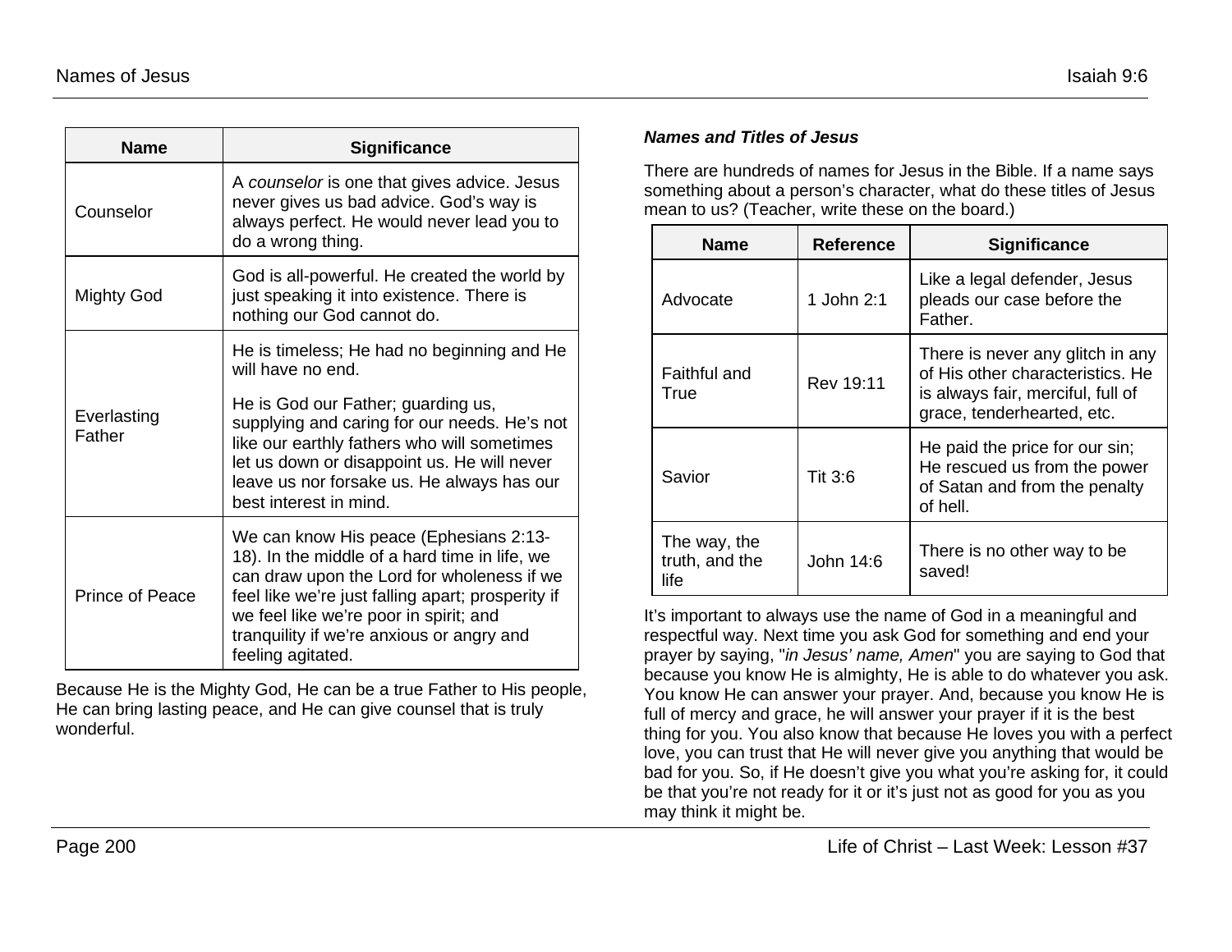| Name | Significance |
| --- | --- |
| Counselor | A *counselor* is one that gives advice. Jesus never gives us bad advice. God's way is always perfect. He would never lead you to do a wrong thing. |
| Mighty God | God is all-powerful. He created the world by just speaking it into existence. There is nothing our God cannot do. |
| Everlasting Father | He is timeless; He had no beginning and He will have no end. He is God our Father; guarding us, supplying and caring for our needs. He's not like our earthly fathers who will sometimes let us down or disappoint us. He will never leave us nor forsake us. He always has our best interest in mind. |
| Prince of Peace | We can know His peace (Ephesians 2:13-18). In the middle of a hard time in life, we can draw upon the Lord for wholeness if we feel like we're just falling apart; prosperity if we feel like we're poor in spirit; and tranquility if we're anxious or angry and feeling agitated. |

Because He is the Mighty God, He can be a true Father to His people, He can bring lasting peace, and He can give counsel that is truly wonderful.

***Names and Titles of Jesus***

There are hundreds of names for Jesus in the Bible. If a name says something about a person's character, what do these titles of Jesus mean to us? (Teacher, write these on the board.)

| Name | Reference | Significance |
| --- | --- | --- |
| Advocate | 1 John 2:1 | Like a legal defender, Jesus pleads our case before the Father. |
| Faithful and True | Rev 19:11 | There is never any glitch in any of His other characteristics. He is always fair, merciful, full of grace, tenderhearted, etc. |
| Savior | Tit 3:6 | He paid the price for our sin; He rescued us from the power of Satan and from the penalty of hell. |
| The way, the truth, and the life | John 14:6 | There is no other way to be saved! |

It's important to always use the name of God in a meaningful and respectful way. Next time you ask God for something and end your prayer by saying, "*in Jesus' name, Amen*" you are saying to God that because you know He is almighty, He is able to do whatever you ask. You know He can answer your prayer. And, because you know He is full of mercy and grace, he will answer your prayer if it is the best thing for you. You also know that because He loves you with a perfect love, you can trust that He will never give you anything that would be bad for you. So, if He doesn't give you what you're asking for, it could be that you're not ready for it or it's just not as good for you as you may think it might be.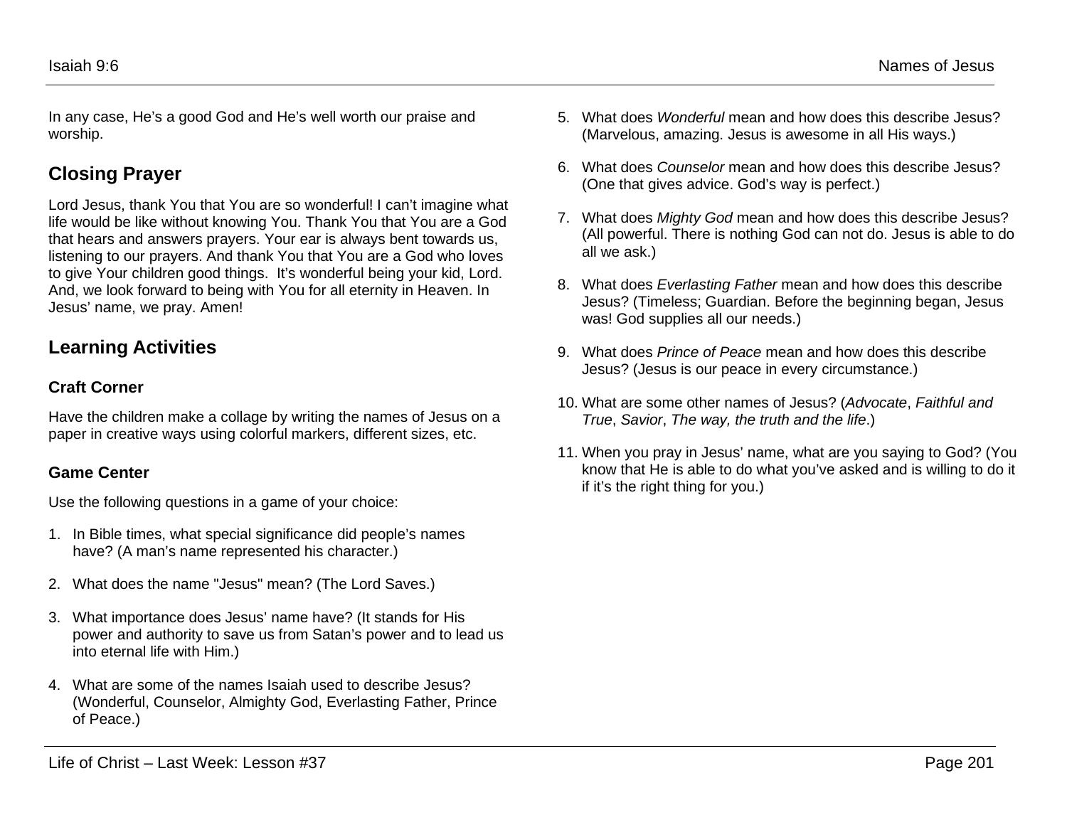In any case, He's a good God and He's well worth our praise and worship.

## Closing Prayer

Lord Jesus, thank You that You are so wonderful! I can't imagine what life would be like without knowing You. Thank You that You are a God that hears and answers prayers. Your ear is always bent towards us, listening to our prayers. And thank You that You are a God who loves to give Your children good things. It's wonderful being your kid, Lord. And, we look forward to being with You for all eternity in Heaven. In Jesus' name, we pray. Amen!

## Learning Activities

### Craft Corner

Have the children make a collage by writing the names of Jesus on a paper in creative ways using colorful markers, different sizes, etc.

### Game Center

Use the following questions in a game of your choice:

1. In Bible times, what special significance did people's names have? (A man's name represented his character.)

2. What does the name "Jesus" mean? (The Lord Saves.)

3. What importance does Jesus' name have? (It stands for His power and authority to save us from Satan's power and to lead us into eternal life with Him.)

4. What are some of the names Isaiah used to describe Jesus? (Wonderful, Counselor, Almighty God, Everlasting Father, Prince of Peace.)

5. What does *Wonderful* mean and how does this describe Jesus? (Marvelous, amazing. Jesus is awesome in all His ways.)

6. What does *Counselor* mean and how does this describe Jesus? (One that gives advice. God's way is perfect.)

7. What does *Mighty God* mean and how does this describe Jesus? (All powerful. There is nothing God can not do. Jesus is able to do all we ask.)

8. What does *Everlasting Father* mean and how does this describe Jesus? (Timeless; Guardian. Before the beginning began, Jesus was! God supplies all our needs.)

9. What does *Prince of Peace* mean and how does this describe Jesus? (Jesus is our peace in every circumstance.)

10. What are some other names of Jesus? (*Advocate*, *Faithful and True*, *Savior*, *The way, the truth and the life*.)

11. When you pray in Jesus' name, what are you saying to God? (You know that He is able to do what you've asked and is willing to do it if it's the right thing for you.)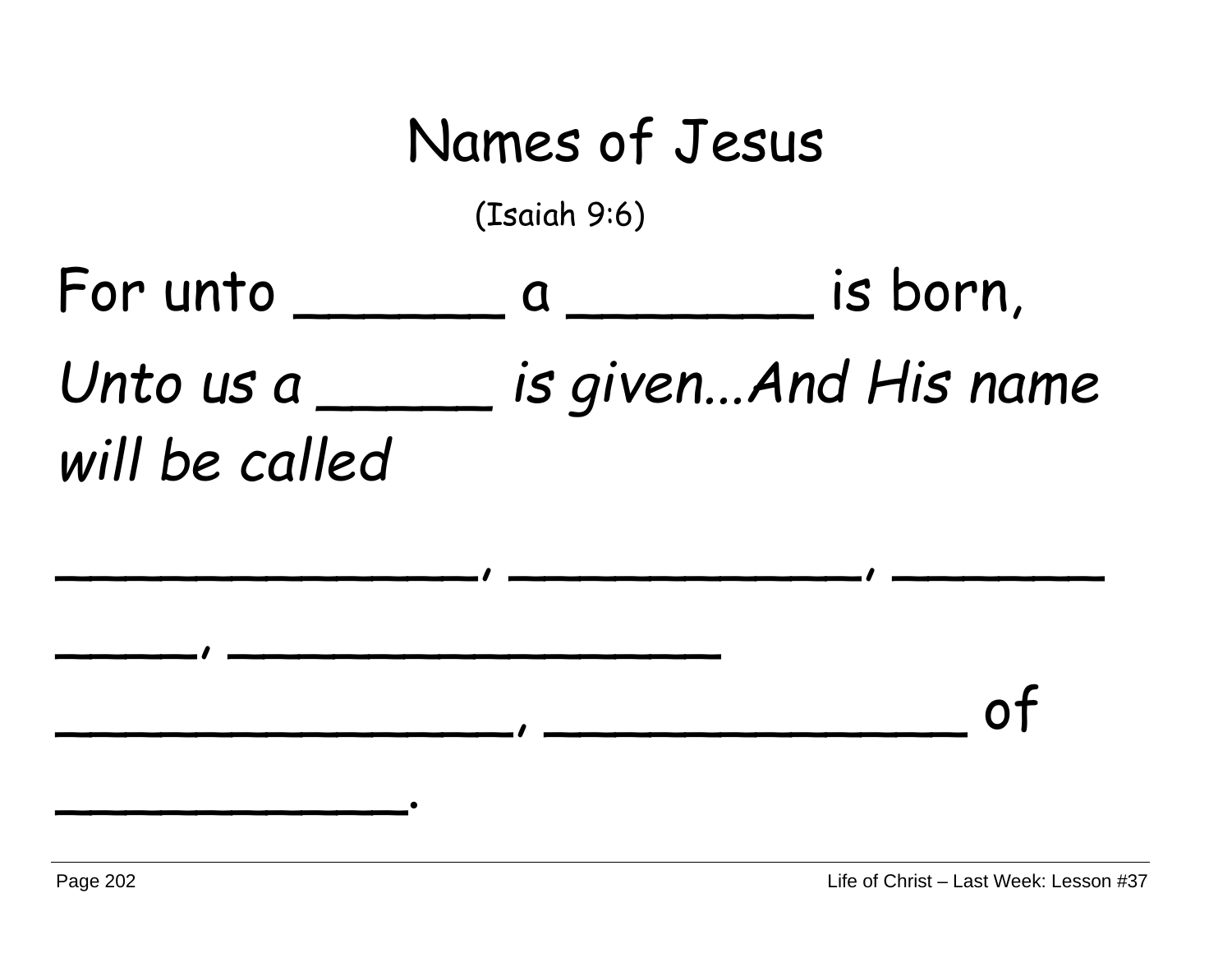# Names of Jesus

(Isaiah 9:6)

For unto ______ a _______ is born,

*Unto us a _____ is given...And His name will be called*

_____________, ___________, ______
____, ______________
_____________, ____________ of
__________.